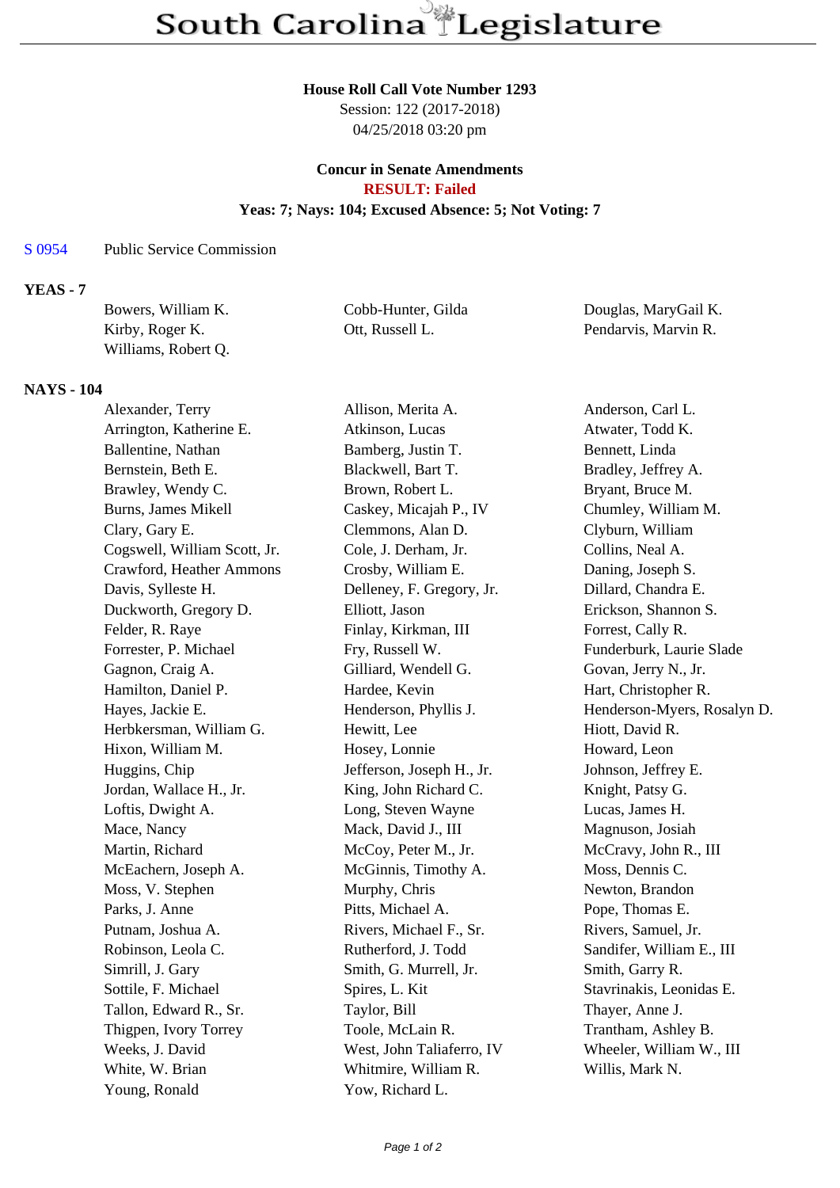# South Carolina Legislature

**House Roll Call Vote Number 1293**
Session: 122 (2017-2018)
04/25/2018 03:20 pm

**Concur in Senate Amendments**
**RESULT: Failed**
**Yeas: 7; Nays: 104; Excused Absence: 5; Not Voting: 7**

S 0954 Public Service Commission

## YEAS - 7

| | | |
|---|---|---|
| Bowers, William K. | Cobb-Hunter, Gilda | Douglas, MaryGail K. |
| Kirby, Roger K. | Ott, Russell L. | Pendarvis, Marvin R. |
| Williams, Robert Q. | | |

## NAYS - 104

| | | |
|---|---|---|
| Alexander, Terry | Allison, Merita A. | Anderson, Carl L. |
| Arrington, Katherine E. | Atkinson, Lucas | Atwater, Todd K. |
| Ballentine, Nathan | Bamberg, Justin T. | Bennett, Linda |
| Bernstein, Beth E. | Blackwell, Bart T. | Bradley, Jeffrey A. |
| Brawley, Wendy C. | Brown, Robert L. | Bryant, Bruce M. |
| Burns, James Mikell | Caskey, Micajah P., IV | Chumley, William M. |
| Clary, Gary E. | Clemmons, Alan D. | Clyburn, William |
| Cogswell, William Scott, Jr. | Cole, J. Derham, Jr. | Collins, Neal A. |
| Crawford, Heather Ammons | Crosby, William E. | Daning, Joseph S. |
| Davis, Sylleste H. | Delleney, F. Gregory, Jr. | Dillard, Chandra E. |
| Duckworth, Gregory D. | Elliott, Jason | Erickson, Shannon S. |
| Felder, R. Raye | Finlay, Kirkman, III | Forrest, Cally R. |
| Forrester, P. Michael | Fry, Russell W. | Funderburk, Laurie Slade |
| Gagnon, Craig A. | Gilliard, Wendell G. | Govan, Jerry N., Jr. |
| Hamilton, Daniel P. | Hardee, Kevin | Hart, Christopher R. |
| Hayes, Jackie E. | Henderson, Phyllis J. | Henderson-Myers, Rosalyn D. |
| Herbkersman, William G. | Hewitt, Lee | Hiott, David R. |
| Hixon, William M. | Hosey, Lonnie | Howard, Leon |
| Huggins, Chip | Jefferson, Joseph H., Jr. | Johnson, Jeffrey E. |
| Jordan, Wallace H., Jr. | King, John Richard C. | Knight, Patsy G. |
| Loftis, Dwight A. | Long, Steven Wayne | Lucas, James H. |
| Mace, Nancy | Mack, David J., III | Magnuson, Josiah |
| Martin, Richard | McCoy, Peter M., Jr. | McCravy, John R., III |
| McEachern, Joseph A. | McGinnis, Timothy A. | Moss, Dennis C. |
| Moss, V. Stephen | Murphy, Chris | Newton, Brandon |
| Parks, J. Anne | Pitts, Michael A. | Pope, Thomas E. |
| Putnam, Joshua A. | Rivers, Michael F., Sr. | Rivers, Samuel, Jr. |
| Robinson, Leola C. | Rutherford, J. Todd | Sandifer, William E., III |
| Simrill, J. Gary | Smith, G. Murrell, Jr. | Smith, Garry R. |
| Sottile, F. Michael | Spires, L. Kit | Stavrinakis, Leonidas E. |
| Tallon, Edward R., Sr. | Taylor, Bill | Thayer, Anne J. |
| Thigpen, Ivory Torrey | Toole, McLain R. | Trantham, Ashley B. |
| Weeks, J. David | West, John Taliaferro, IV | Wheeler, William W., III |
| White, W. Brian | Whitmire, William R. | Willis, Mark N. |
| Young, Ronald | Yow, Richard L. | |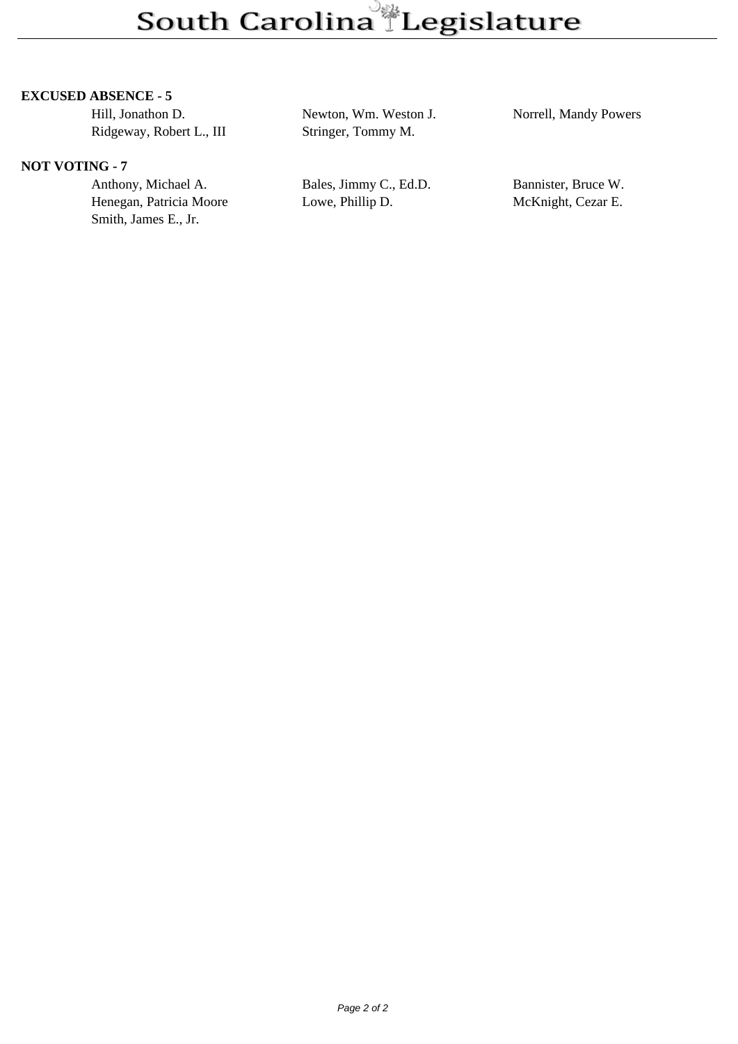**EXCUSED ABSENCE - 5**

| | | |
|---|---|---|
| Hill, Jonathon D. | Newton, Wm. Weston J. | Norrell, Mandy Powers |
| Ridgeway, Robert L., III | Stringer, Tommy M. | |

**NOT VOTING - 7**

| | | |
|---|---|---|
| Anthony, Michael A. | Bales, Jimmy C., Ed.D. | Bannister, Bruce W. |
| Henegan, Patricia Moore | Lowe, Phillip D. | McKnight, Cezar E. |
| Smith, James E., Jr. | | |